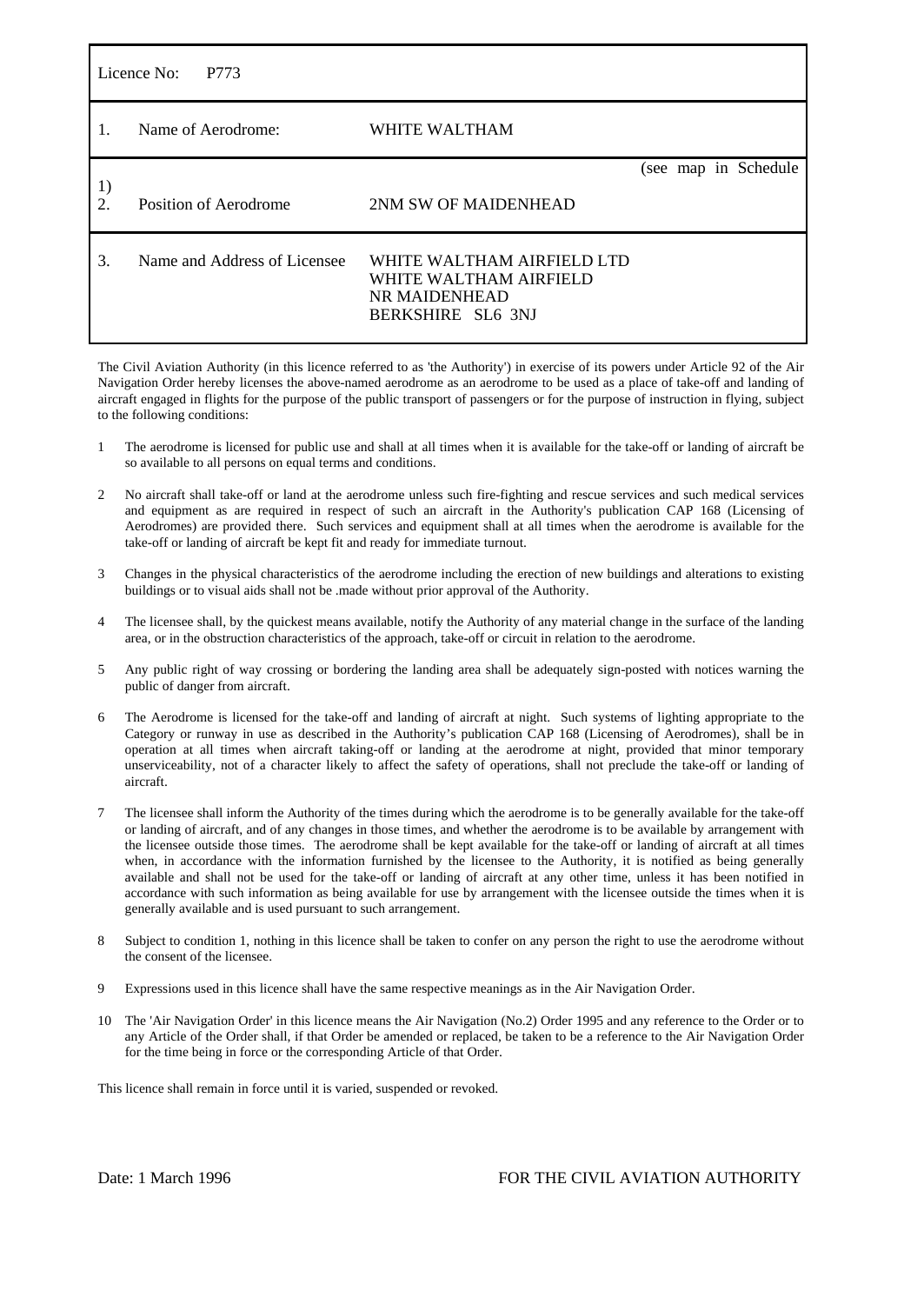| Licence No: P773 | | |
|---|---|---|
| 1. | Name of Aerodrome: | WHITE WALTHAM |
| 1)<br>2. | Position of Aerodrome | (see map in Schedule<br>2NM SW OF MAIDENHEAD |
| 3. | Name and Address of Licensee | WHITE WALTHAM AIRFIELD LTD<br>WHITE WALTHAM AIRFIELD<br>NR MAIDENHEAD<br>BERKSHIRE SL6 3NJ |

The Civil Aviation Authority (in this licence referred to as 'the Authority') in exercise of its powers under Article 92 of the Air Navigation Order hereby licenses the above-named aerodrome as an aerodrome to be used as a place of take-off and landing of aircraft engaged in flights for the purpose of the public transport of passengers or for the purpose of instruction in flying, subject to the following conditions:

1 The aerodrome is licensed for public use and shall at all times when it is available for the take-off or landing of aircraft be so available to all persons on equal terms and conditions.

2 No aircraft shall take-off or land at the aerodrome unless such fire-fighting and rescue services and such medical services and equipment as are required in respect of such an aircraft in the Authority's publication CAP 168 (Licensing of Aerodromes) are provided there. Such services and equipment shall at all times when the aerodrome is available for the take-off or landing of aircraft be kept fit and ready for immediate turnout.

3 Changes in the physical characteristics of the aerodrome including the erection of new buildings and alterations to existing buildings or to visual aids shall not be .made without prior approval of the Authority.

4 The licensee shall, by the quickest means available, notify the Authority of any material change in the surface of the landing area, or in the obstruction characteristics of the approach, take-off or circuit in relation to the aerodrome.

5 Any public right of way crossing or bordering the landing area shall be adequately sign-posted with notices warning the public of danger from aircraft.

6 The Aerodrome is licensed for the take-off and landing of aircraft at night. Such systems of lighting appropriate to the Category or runway in use as described in the Authority's publication CAP 168 (Licensing of Aerodromes), shall be in operation at all times when aircraft taking-off or landing at the aerodrome at night, provided that minor temporary unserviceability, not of a character likely to affect the safety of operations, shall not preclude the take-off or landing of aircraft.

7 The licensee shall inform the Authority of the times during which the aerodrome is to be generally available for the take-off or landing of aircraft, and of any changes in those times, and whether the aerodrome is to be available by arrangement with the licensee outside those times. The aerodrome shall be kept available for the take-off or landing of aircraft at all times when, in accordance with the information furnished by the licensee to the Authority, it is notified as being generally available and shall not be used for the take-off or landing of aircraft at any other time, unless it has been notified in accordance with such information as being available for use by arrangement with the licensee outside the times when it is generally available and is used pursuant to such arrangement.

8 Subject to condition 1, nothing in this licence shall be taken to confer on any person the right to use the aerodrome without the consent of the licensee.

9 Expressions used in this licence shall have the same respective meanings as in the Air Navigation Order.

10 The 'Air Navigation Order' in this licence means the Air Navigation (No.2) Order 1995 and any reference to the Order or to any Article of the Order shall, if that Order be amended or replaced, be taken to be a reference to the Air Navigation Order for the time being in force or the corresponding Article of that Order.

This licence shall remain in force until it is varied, suspended or revoked.

Date: 1 March 1996

FOR THE CIVIL AVIATION AUTHORITY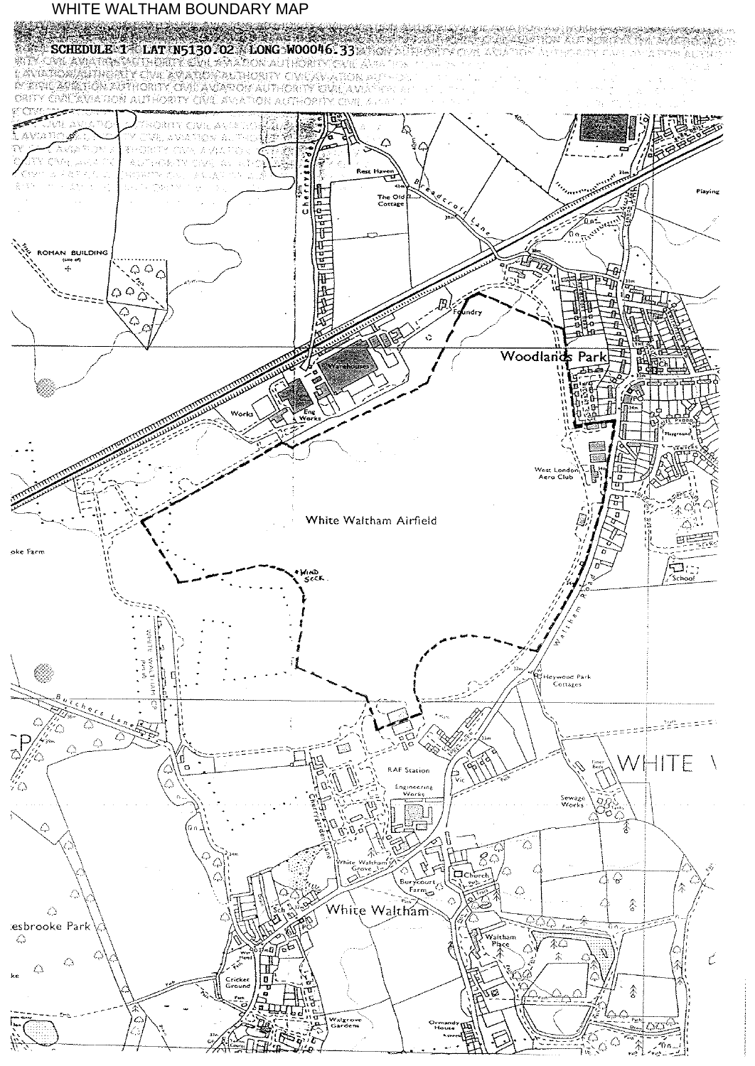WHITE WALTHAM BOUNDARY MAP

SCHEDULE 1 LAT N5130.02 LONG W00046.33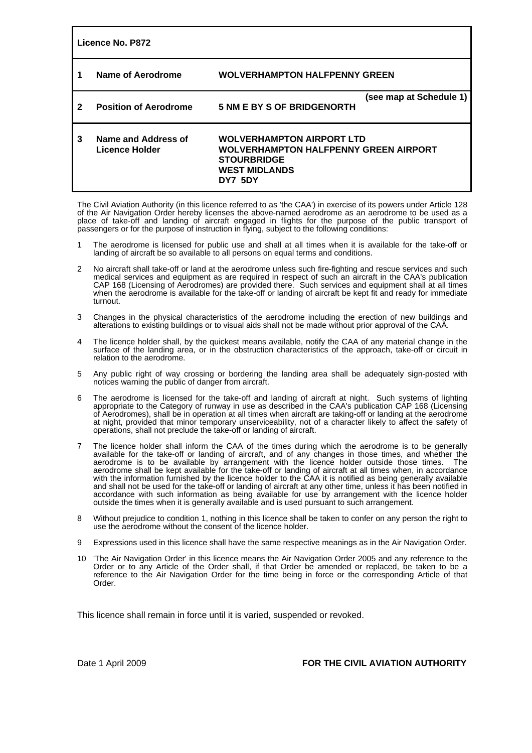**Licence No. P872**

| | | |
|---|---|---|
| **1** | **Name of Aerodrome** | **WOLVERHAMPTON HALFPENNY GREEN** |
| **2** | **Position of Aerodrome** | **5 NM E BY S OF BRIDGENORTH** (see map at Schedule 1) |
| **3** | **Name and Address of Licence Holder** | **WOLVERHAMPTON AIRPORT LTD**<br>**WOLVERHAMPTON HALFPENNY GREEN AIRPORT**<br>**STOURBRIDGE**<br>**WEST MIDLANDS**<br>**DY7 5DY** |

The Civil Aviation Authority (in this licence referred to as 'the CAA') in exercise of its powers under Article 128 of the Air Navigation Order hereby licenses the above-named aerodrome as an aerodrome to be used as a place of take-off and landing of aircraft engaged in flights for the purpose of the public transport of passengers or for the purpose of instruction in flying, subject to the following conditions:

1. The aerodrome is licensed for public use and shall at all times when it is available for the take-off or landing of aircraft be so available to all persons on equal terms and conditions.

2. No aircraft shall take-off or land at the aerodrome unless such fire-fighting and rescue services and such medical services and equipment as are required in respect of such an aircraft in the CAA's publication CAP 168 (Licensing of Aerodromes) are provided there. Such services and equipment shall at all times when the aerodrome is available for the take-off or landing of aircraft be kept fit and ready for immediate turnout.

3. Changes in the physical characteristics of the aerodrome including the erection of new buildings and alterations to existing buildings or to visual aids shall not be made without prior approval of the CAA.

4. The licence holder shall, by the quickest means available, notify the CAA of any material change in the surface of the landing area, or in the obstruction characteristics of the approach, take-off or circuit in relation to the aerodrome.

5. Any public right of way crossing or bordering the landing area shall be adequately sign-posted with notices warning the public of danger from aircraft.

6. The aerodrome is licensed for the take-off and landing of aircraft at night. Such systems of lighting appropriate to the Category of runway in use as described in the CAA's publication CAP 168 (Licensing of Aerodromes), shall be in operation at all times when aircraft are taking-off or landing at the aerodrome at night, provided that minor temporary unserviceability, not of a character likely to affect the safety of operations, shall not preclude the take-off or landing of aircraft.

7. The licence holder shall inform the CAA of the times during which the aerodrome is to be generally available for the take-off or landing of aircraft, and of any changes in those times, and whether the aerodrome is to be available by arrangement with the licence holder outside those times. The aerodrome shall be kept available for the take-off or landing of aircraft at all times when, in accordance with the information furnished by the licence holder to the CAA it is notified as being generally available and shall not be used for the take-off or landing of aircraft at any other time, unless it has been notified in accordance with such information as being available for use by arrangement with the licence holder outside the times when it is generally available and is used pursuant to such arrangement.

8. Without prejudice to condition 1, nothing in this licence shall be taken to confer on any person the right to use the aerodrome without the consent of the licence holder.

9. Expressions used in this licence shall have the same respective meanings as in the Air Navigation Order.

10. 'The Air Navigation Order' in this licence means the Air Navigation Order 2005 and any reference to the Order or to any Article of the Order shall, if that Order be amended or replaced, be taken to be a reference to the Air Navigation Order for the time being in force or the corresponding Article of that Order.

This licence shall remain in force until it is varied, suspended or revoked.

Date 1 April 2009

**FOR THE CIVIL AVIATION AUTHORITY**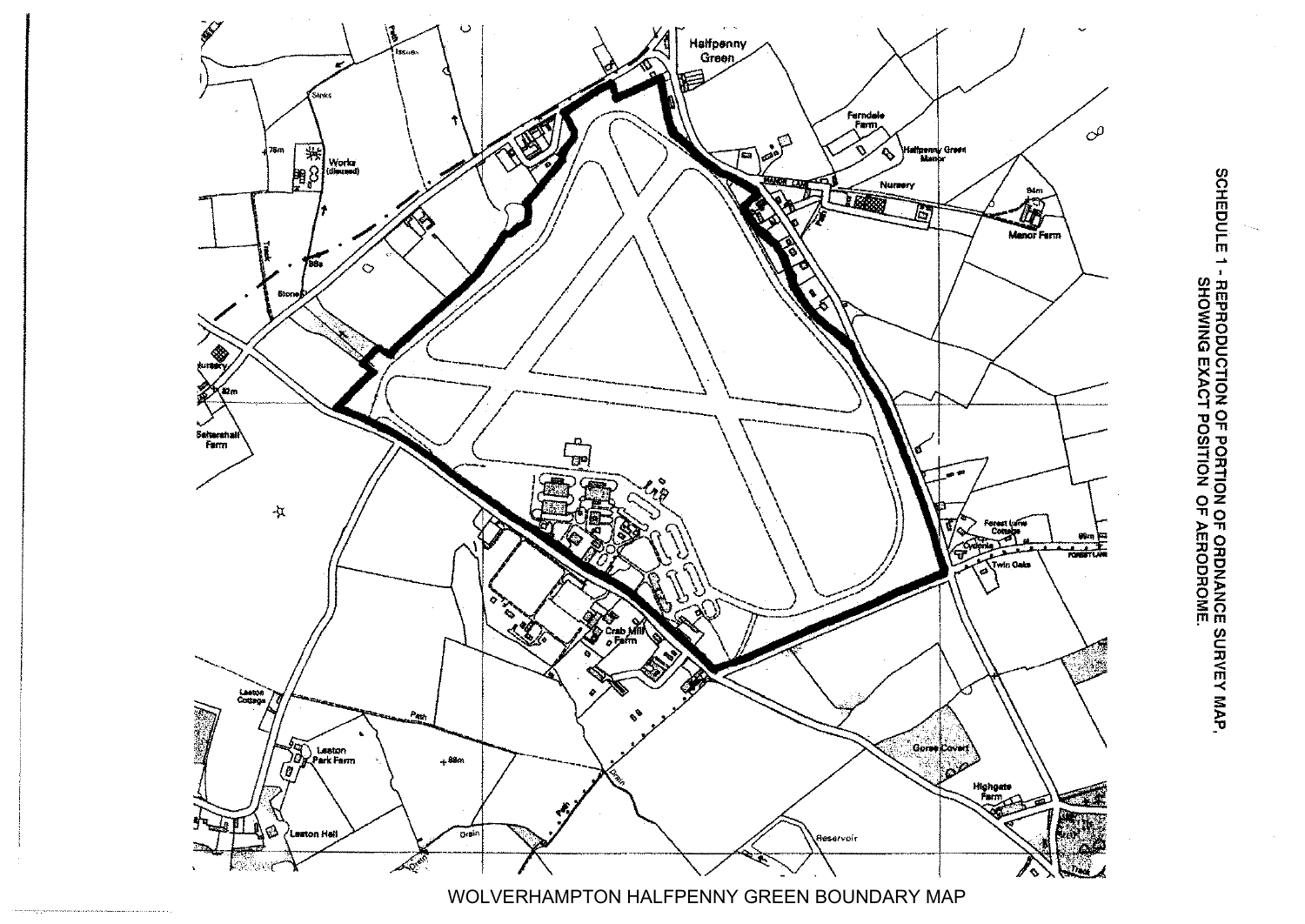SCHEDULE 1 - REPRODUCTION OF PORTION OF ORDNANCE SURVEY MAP, SHOWING EXACT POSITION OF AERODROME.

Halfpenny Green

Ferndale Farm

Halfpenny Green Manor

Nursery

84m

Manor Farm

Works (disused)

76m

Sinks

Issues

Path

Track

86s

Stone

Nursery

82m

Seisdon Farm

Forest Lane Cottage

Cyclorde

95m

FOREST LANE

Twin Oaks

Crab Mill Farm

Leaton Cottage

Path

Leaton Park Farm

88m

Leaton Hall

Drain

Path

Reservoir

Gorse Covert

Highgate Farm

Track

WOLVERHAMPTON HALFPENNY GREEN BOUNDARY MAP